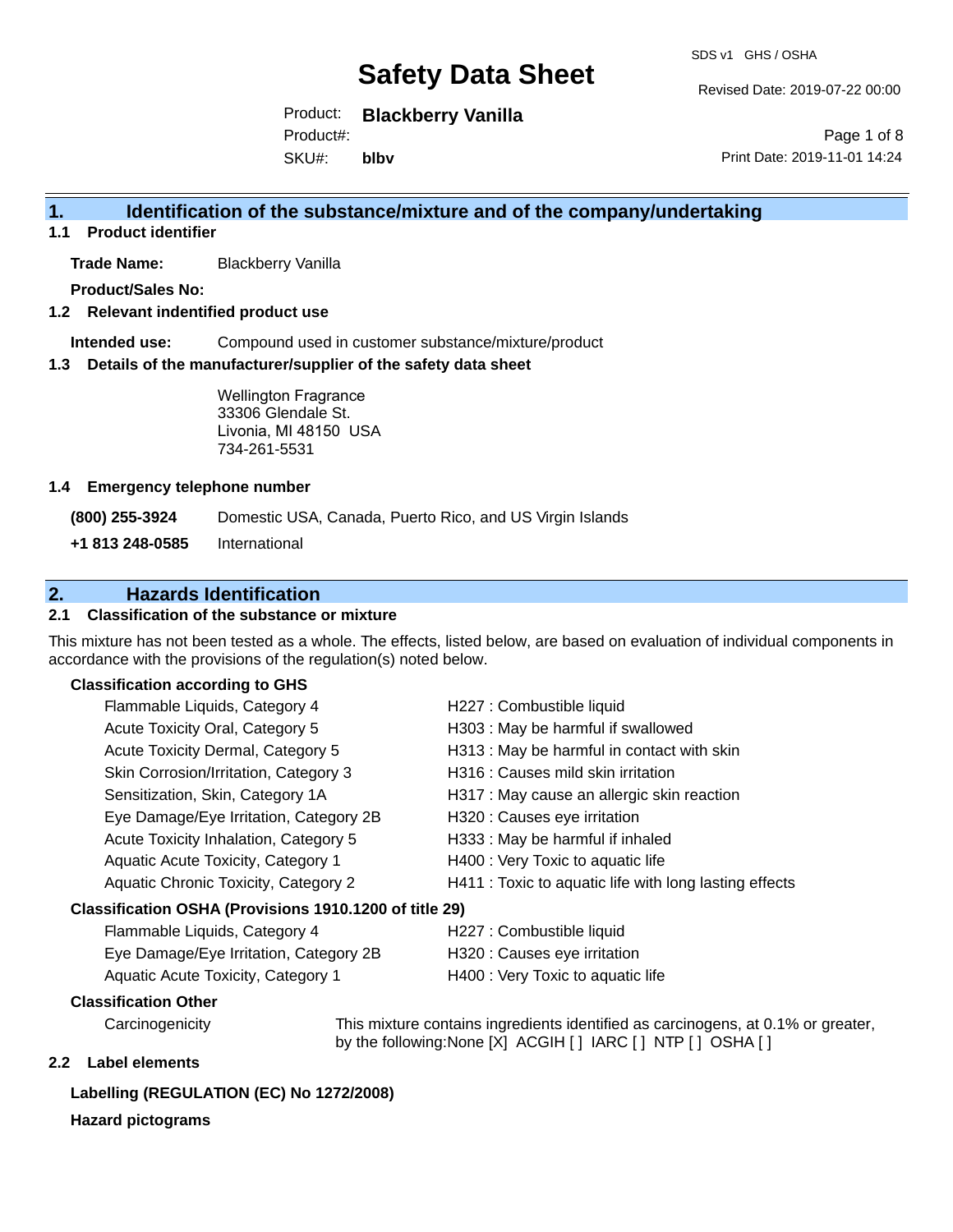# Safety Data Sheet

SDS v1 GHS / OSHA

Revised Date: 2019-07-22 00:00

Product: **Blackberry Vanilla**

Product#:

SKU#: **blbv**

Print Date: 2019-11-01 14:24

## 1. Identification of the substance/mixture and of the company/undertaking

### 1.1 Product identifier

**Trade Name:** Blackberry Vanilla

**Product/Sales No:**

### 1.2 Relevant identified product use

**Intended use:** Compound used in customer substance/mixture/product

### 1.3 Details of the manufacturer/supplier of the safety data sheet

Wellington Fragrance
33306 Glendale St.
Livonia, MI 48150 USA
734-261-5531

### 1.4 Emergency telephone number

| | |
|---|---|
| **(800) 255-3924** | Domestic USA, Canada, Puerto Rico, and US Virgin Islands |
| **+1 813 248-0585** | International |

## 2. Hazards Identification

### 2.1 Classification of the substance or mixture

This mixture has not been tested as a whole. The effects, listed below, are based on evaluation of individual components in accordance with the provisions of the regulation(s) noted below.

**Classification according to GHS**

| | |
|---|---|
| Flammable Liquids, Category 4 | H227 : Combustible liquid |
| Acute Toxicity Oral, Category 5 | H303 : May be harmful if swallowed |
| Acute Toxicity Dermal, Category 5 | H313 : May be harmful in contact with skin |
| Skin Corrosion/Irritation, Category 3 | H316 : Causes mild skin irritation |
| Sensitization, Skin, Category 1A | H317 : May cause an allergic skin reaction |
| Eye Damage/Eye Irritation, Category 2B | H320 : Causes eye irritation |
| Acute Toxicity Inhalation, Category 5 | H333 : May be harmful if inhaled |
| Aquatic Acute Toxicity, Category 1 | H400 : Very Toxic to aquatic life |
| Aquatic Chronic Toxicity, Category 2 | H411 : Toxic to aquatic life with long lasting effects |

**Classification OSHA (Provisions 1910.1200 of title 29)**

| | |
|---|---|
| Flammable Liquids, Category 4 | H227 : Combustible liquid |
| Eye Damage/Eye Irritation, Category 2B | H320 : Causes eye irritation |
| Aquatic Acute Toxicity, Category 1 | H400 : Very Toxic to aquatic life |

**Classification Other**

Carcinogenicity: This mixture contains ingredients identified as carcinogens, at 0.1% or greater, by the following:None [X] ACGIH [ ] IARC [ ] NTP [ ] OSHA [ ]

### 2.2 Label elements

**Labelling (REGULATION (EC) No 1272/2008)**

**Hazard pictograms**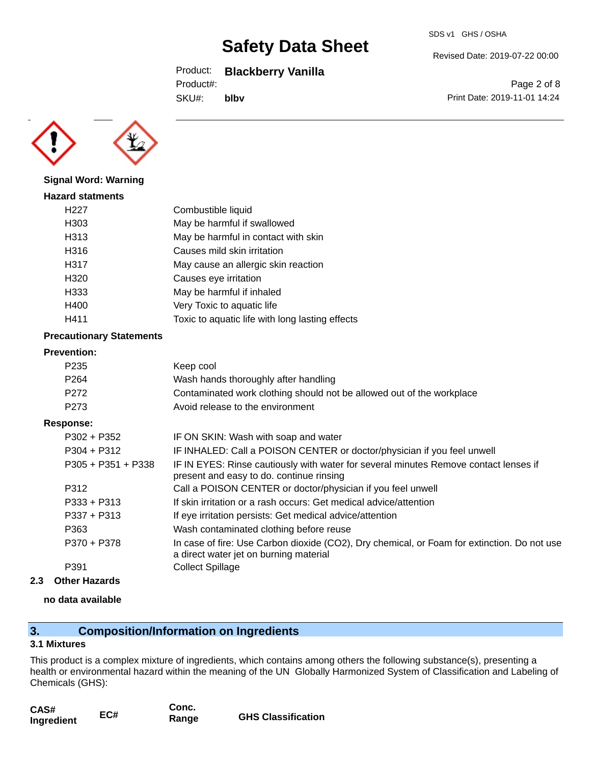**Signal Word: Warning**

**Hazard statments**

| | |
|---|---|
| H227 | Combustible liquid |
| H303 | May be harmful if swallowed |
| H313 | May be harmful in contact with skin |
| H316 | Causes mild skin irritation |
| H317 | May cause an allergic skin reaction |
| H320 | Causes eye irritation |
| H333 | May be harmful if inhaled |
| H400 | Very Toxic to aquatic life |
| H411 | Toxic to aquatic life with long lasting effects |

**Precautionary Statements**

**Prevention:**

| | |
|---|---|
| P235 | Keep cool |
| P264 | Wash hands thoroughly after handling |
| P272 | Contaminated work clothing should not be allowed out of the workplace |
| P273 | Avoid release to the environment |

**Response:**

| | |
|---|---|
| P302 + P352 | IF ON SKIN: Wash with soap and water |
| P304 + P312 | IF INHALED: Call a POISON CENTER or doctor/physician if you feel unwell |
| P305 + P351 + P338 | IF IN EYES: Rinse cautiously with water for several minutes Remove contact lenses if present and easy to do. continue rinsing |
| P312 | Call a POISON CENTER or doctor/physician if you feel unwell |
| P333 + P313 | If skin irritation or a rash occurs: Get medical advice/attention |
| P337 + P313 | If eye irritation persists: Get medical advice/attention |
| P363 | Wash contaminated clothing before reuse |
| P370 + P378 | In case of fire: Use Carbon dioxide ($CO_2$), Dry chemical, or Foam for extinction. Do not use a direct water jet on burning material |
| P391 | Collect Spillage |

**2.3 Other Hazards**

**no data available**

## 3. Composition/Information on Ingredients

### 3.1 Mixtures

This product is a complex mixture of ingredients, which contains among others the following substance(s), presenting a health or environmental hazard within the meaning of the UN Globally Harmonized System of Classification and Labeling of Chemicals (GHS):

| CAS# Ingredient | EC# | Conc. Range | GHS Classification |
|---|---|---|---|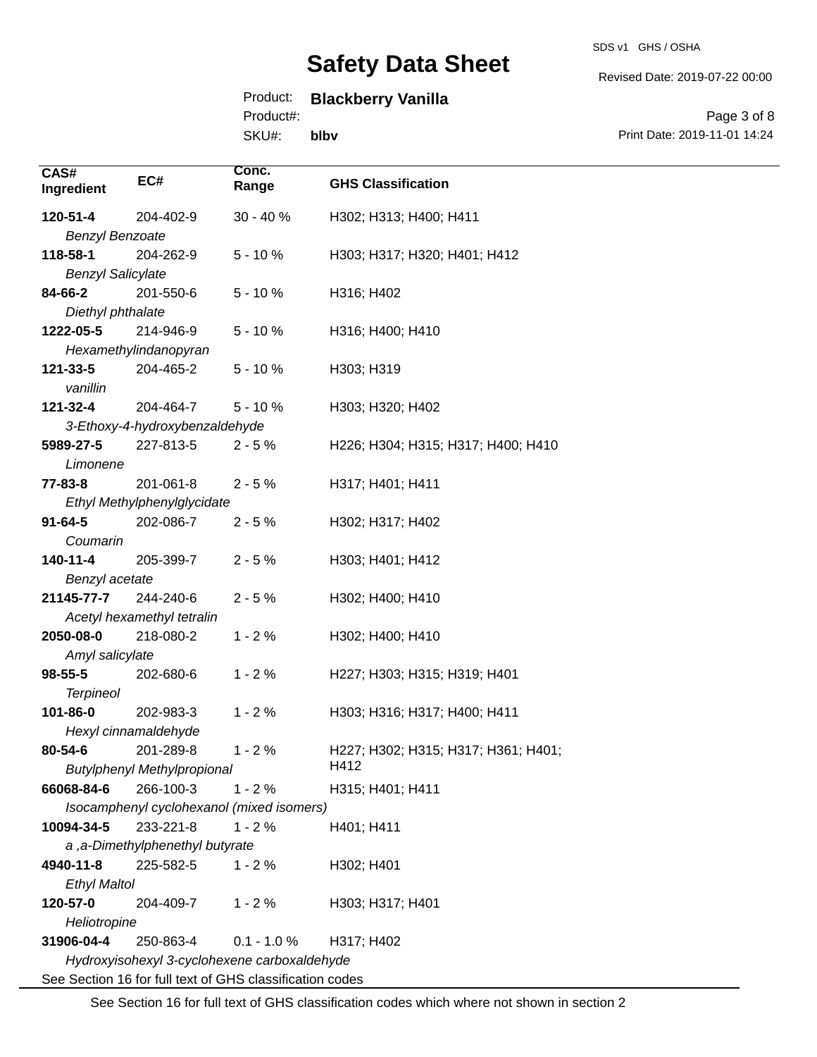| CAS# Ingredient | EC# | Conc. Range | GHS Classification |
|---|---|---|---|
| **120-51-4** *Benzyl Benzoate* | 204-402-9 | 30 - 40 % | H302; H313; H400; H411 |
| **118-58-1** *Benzyl Salicylate* | 204-262-9 | 5 - 10 % | H303; H317; H320; H401; H412 |
| **84-66-2** *Diethyl phthalate* | 201-550-6 | 5 - 10 % | H316; H402 |
| **1222-05-5** *Hexamethylindanopyran* | 214-946-9 | 5 - 10 % | H316; H400; H410 |
| **121-33-5** *vanillin* | 204-465-2 | 5 - 10 % | H303; H319 |
| **121-32-4** *3-Ethoxy-4-hydroxybenzaldehyde* | 204-464-7 | 5 - 10 % | H303; H320; H402 |
| **5989-27-5** *Limonene* | 227-813-5 | 2 - 5 % | H226; H304; H315; H317; H400; H410 |
| **77-83-8** *Ethyl Methylphenylglycidate* | 201-061-8 | 2 - 5 % | H317; H401; H411 |
| **91-64-5** *Coumarin* | 202-086-7 | 2 - 5 % | H302; H317; H402 |
| **140-11-4** *Benzyl acetate* | 205-399-7 | 2 - 5 % | H303; H401; H412 |
| **21145-77-7** *Acetyl hexamethyl tetralin* | 244-240-6 | 2 - 5 % | H302; H400; H410 |
| **2050-08-0** *Amyl salicylate* | 218-080-2 | 1 - 2 % | H302; H400; H410 |
| **98-55-5** *Terpineol* | 202-680-6 | 1 - 2 % | H227; H303; H315; H319; H401 |
| **101-86-0** *Hexyl cinnamaldehyde* | 202-983-3 | 1 - 2 % | H303; H316; H317; H400; H411 |
| **80-54-6** *Butylphenyl Methylpropional* | 201-289-8 | 1 - 2 % | H227; H302; H315; H317; H361; H401; H412 |
| **66068-84-6** *Isocamphenyl cyclohexanol (mixed isomers)* | 266-100-3 | 1 - 2 % | H315; H401; H411 |
| **10094-34-5** *a ,a-Dimethylphenethyl butyrate* | 233-221-8 | 1 - 2 % | H401; H411 |
| **4940-11-8** *Ethyl Maltol* | 225-582-5 | 1 - 2 % | H302; H401 |
| **120-57-0** *Heliotropine* | 204-409-7 | 1 - 2 % | H303; H317; H401 |
| **31906-04-4** *Hydroxyisohexyl 3-cyclohexene carboxaldehyde* | 250-863-4 | 0.1 - 1.0 % | H317; H402 |

See Section 16 for full text of GHS classification codes

See Section 16 for full text of GHS classification codes which where not shown in section 2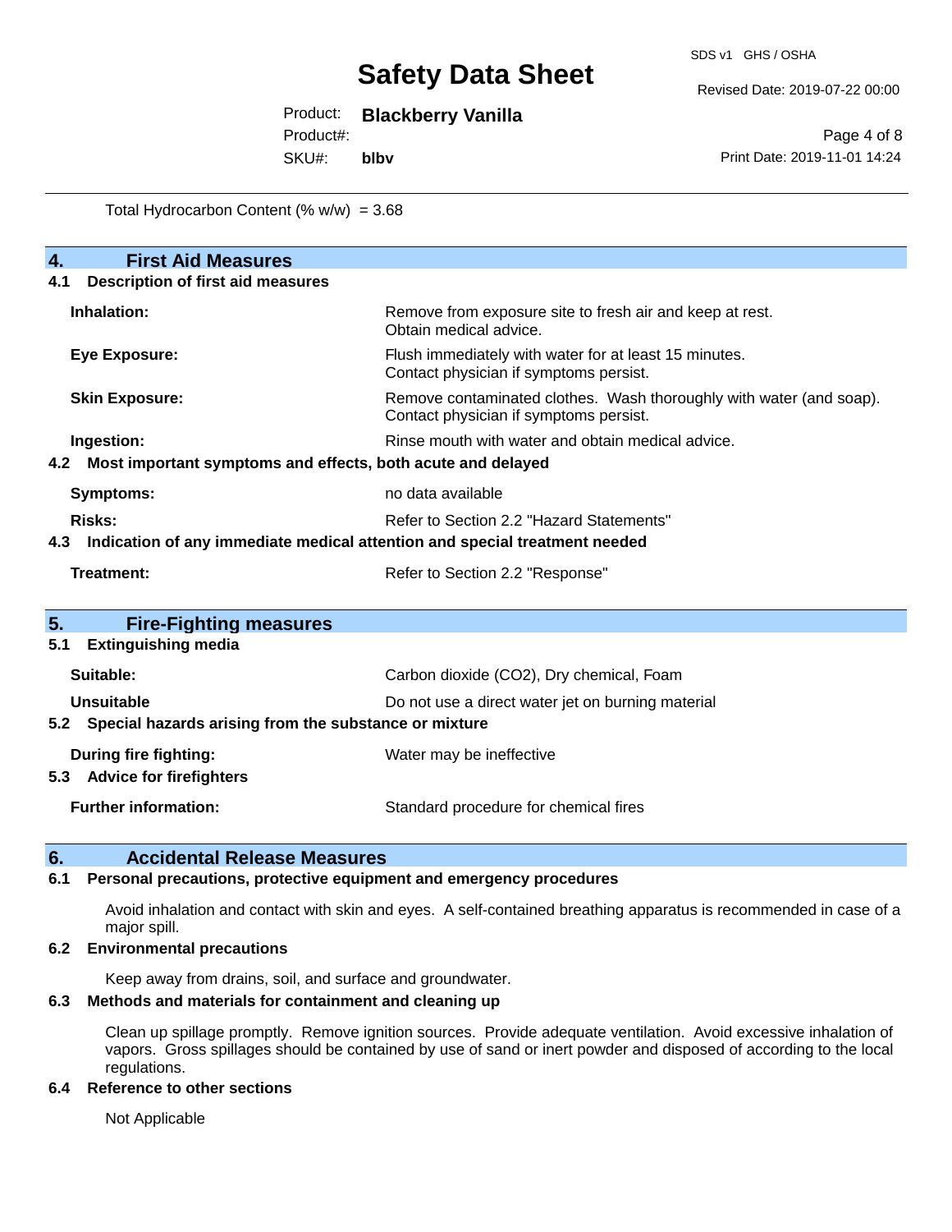Total Hydrocarbon Content (% w/w) = 3.68

## 4. First Aid Measures

### 4.1 Description of first aid measures

| | |
|---|---|
| **Inhalation:** | Remove from exposure site to fresh air and keep at rest. Obtain medical advice. |
| **Eye Exposure:** | Flush immediately with water for at least 15 minutes. Contact physician if symptoms persist. |
| **Skin Exposure:** | Remove contaminated clothes. Wash thoroughly with water (and soap). Contact physician if symptoms persist. |
| **Ingestion:** | Rinse mouth with water and obtain medical advice. |

### 4.2 Most important symptoms and effects, both acute and delayed

| | |
|---|---|
| **Symptoms:** | no data available |
| **Risks:** | Refer to Section 2.2 "Hazard Statements" |

### 4.3 Indication of any immediate medical attention and special treatment needed

| | |
|---|---|
| **Treatment:** | Refer to Section 2.2 "Response" |

## 5. Fire-Fighting measures

### 5.1 Extinguishing media

| | |
|---|---|
| **Suitable:** | Carbon dioxide ($CO_2$), Dry chemical, Foam |
| **Unsuitable** | Do not use a direct water jet on burning material |

### 5.2 Special hazards arising from the substance or mixture

| | |
|---|---|
| **During fire fighting:** | Water may be ineffective |

### 5.3 Advice for firefighters

| | |
|---|---|
| **Further information:** | Standard procedure for chemical fires |

## 6. Accidental Release Measures

### 6.1 Personal precautions, protective equipment and emergency procedures

Avoid inhalation and contact with skin and eyes. A self-contained breathing apparatus is recommended in case of a major spill.

### 6.2 Environmental precautions

Keep away from drains, soil, and surface and groundwater.

### 6.3 Methods and materials for containment and cleaning up

Clean up spillage promptly. Remove ignition sources. Provide adequate ventilation. Avoid excessive inhalation of vapors. Gross spillages should be contained by use of sand or inert powder and disposed of according to the local regulations.

### 6.4 Reference to other sections

Not Applicable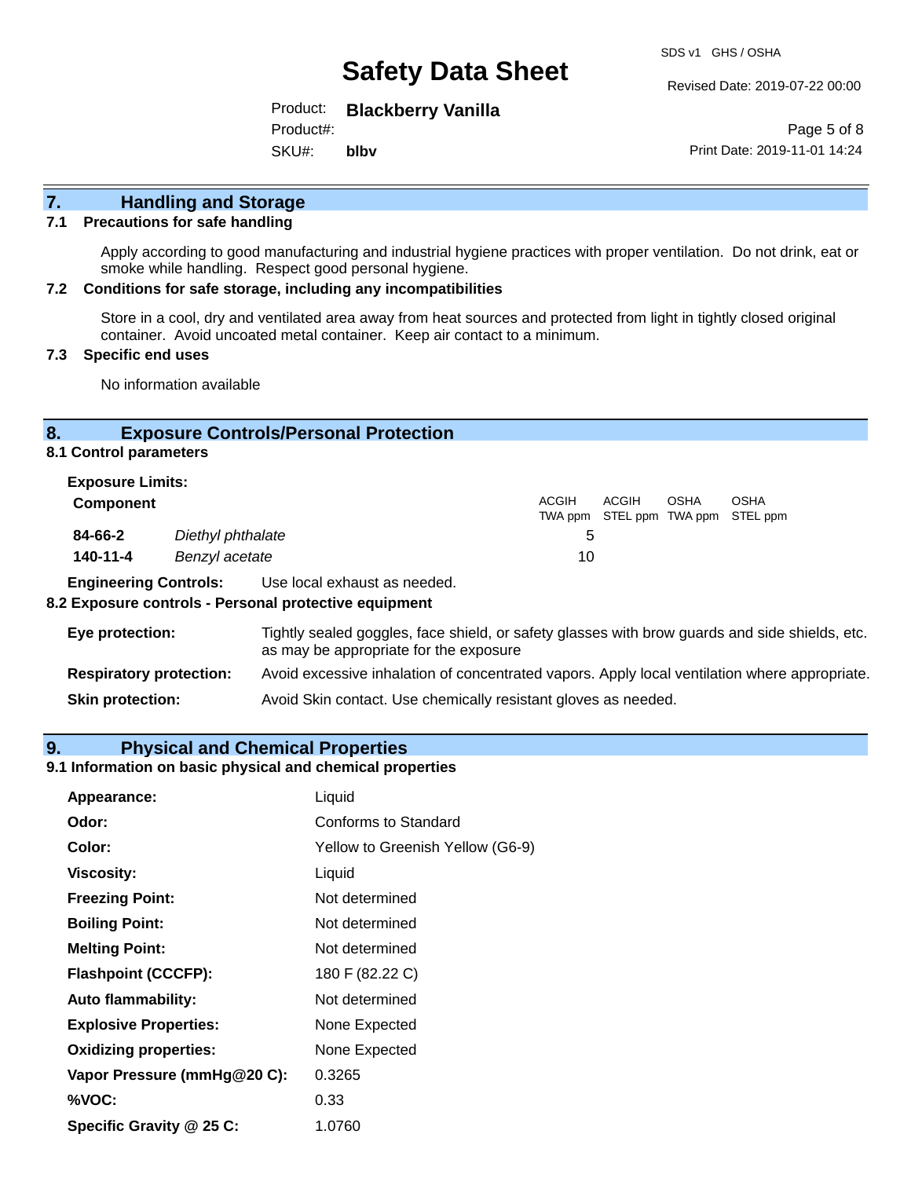## 7. Handling and Storage

### 7.1 Precautions for safe handling

Apply according to good manufacturing and industrial hygiene practices with proper ventilation. Do not drink, eat or smoke while handling. Respect good personal hygiene.

### 7.2 Conditions for safe storage, including any incompatibilities

Store in a cool, dry and ventilated area away from heat sources and protected from light in tightly closed original container. Avoid uncoated metal container. Keep air contact to a minimum.

### 7.3 Specific end uses

No information available

## 8. Exposure Controls/Personal Protection

### 8.1 Control parameters

**Exposure Limits:**

| Component | | ACGIH TWA ppm | ACGIH STEL ppm | OSHA TWA ppm | OSHA STEL ppm |
|---|---|---|---|---|---|
| **84-66-2** | *Diethyl phthalate* | 5 | | | |
| **140-11-4** | *Benzyl acetate* | 10 | | | |

**Engineering Controls:** Use local exhaust as needed.

### 8.2 Exposure controls - Personal protective equipment

**Eye protection:** Tightly sealed goggles, face shield, or safety glasses with brow guards and side shields, etc. as may be appropriate for the exposure

**Respiratory protection:** Avoid excessive inhalation of concentrated vapors. Apply local ventilation where appropriate.

**Skin protection:** Avoid Skin contact. Use chemically resistant gloves as needed.

## 9. Physical and Chemical Properties

### 9.1 Information on basic physical and chemical properties

| | |
|---|---|
| **Appearance:** | Liquid |
| **Odor:** | Conforms to Standard |
| **Color:** | Yellow to Greenish Yellow (G6-9) |
| **Viscosity:** | Liquid |
| **Freezing Point:** | Not determined |
| **Boiling Point:** | Not determined |
| **Melting Point:** | Not determined |
| **Flashpoint (CCCFP):** | 180 F (82.22 C) |
| **Auto flammability:** | Not determined |
| **Explosive Properties:** | None Expected |
| **Oxidizing properties:** | None Expected |
| **Vapor Pressure (mmHg@20 C):** | 0.3265 |
| **%VOC:** | 0.33 |
| **Specific Gravity @ 25 C:** | 1.0760 |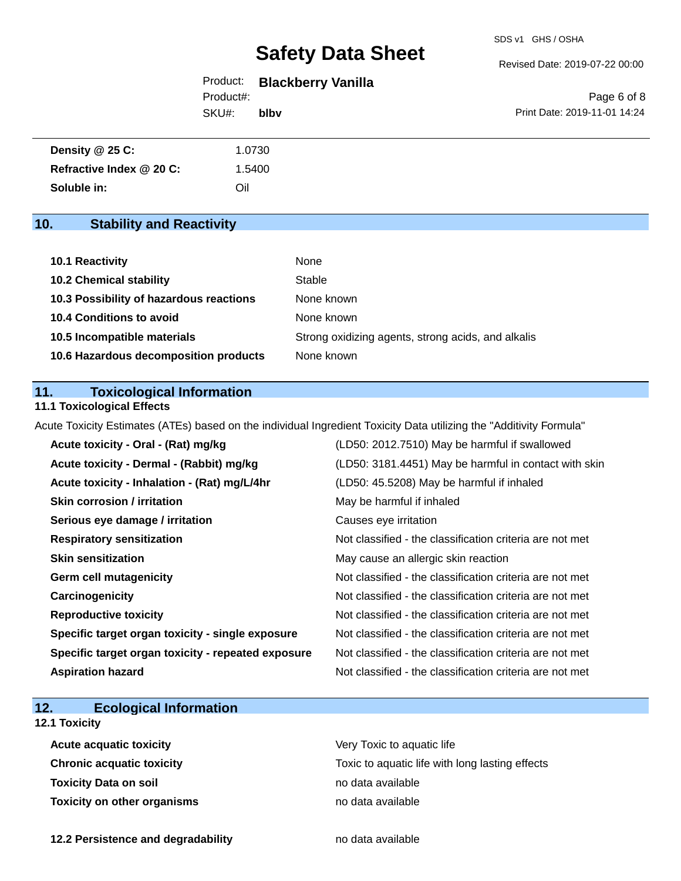| | |
|---|---|
| **Density @ 25 C:** | 1.0730 |
| **Refractive Index @ 20 C:** | 1.5400 |
| **Soluble in:** | Oil |

## 10. Stability and Reactivity

| | |
|---|---|
| **10.1 Reactivity** | None |
| **10.2 Chemical stability** | Stable |
| **10.3 Possibility of hazardous reactions** | None known |
| **10.4 Conditions to avoid** | None known |
| **10.5 Incompatible materials** | Strong oxidizing agents, strong acids, and alkalis |
| **10.6 Hazardous decomposition products** | None known |

## 11. Toxicological Information

### 11.1 Toxicological Effects

Acute Toxicity Estimates (ATEs) based on the individual Ingredient Toxicity Data utilizing the "Additivity Formula"

| | |
|---|---|
| **Acute toxicity - Oral - (Rat) mg/kg** | (LD50: 2012.7510) May be harmful if swallowed |
| **Acute toxicity - Dermal - (Rabbit) mg/kg** | (LD50: 3181.4451) May be harmful in contact with skin |
| **Acute toxicity - Inhalation - (Rat) mg/L/4hr** | (LD50: 45.5208) May be harmful if inhaled |
| **Skin corrosion / irritation** | May be harmful if inhaled |
| **Serious eye damage / irritation** | Causes eye irritation |
| **Respiratory sensitization** | Not classified - the classification criteria are not met |
| **Skin sensitization** | May cause an allergic skin reaction |
| **Germ cell mutagenicity** | Not classified - the classification criteria are not met |
| **Carcinogenicity** | Not classified - the classification criteria are not met |
| **Reproductive toxicity** | Not classified - the classification criteria are not met |
| **Specific target organ toxicity - single exposure** | Not classified - the classification criteria are not met |
| **Specific target organ toxicity - repeated exposure** | Not classified - the classification criteria are not met |
| **Aspiration hazard** | Not classified - the classification criteria are not met |

## 12. Ecological Information

### 12.1 Toxicity

| | |
|---|---|
| **Acute acquatic toxicity** | Very Toxic to aquatic life |
| **Chronic acquatic toxicity** | Toxic to aquatic life with long lasting effects |
| **Toxicity Data on soil** | no data available |
| **Toxicity on other organisms** | no data available |

| | |
|---|---|
| **12.2 Persistence and degradability** | no data available |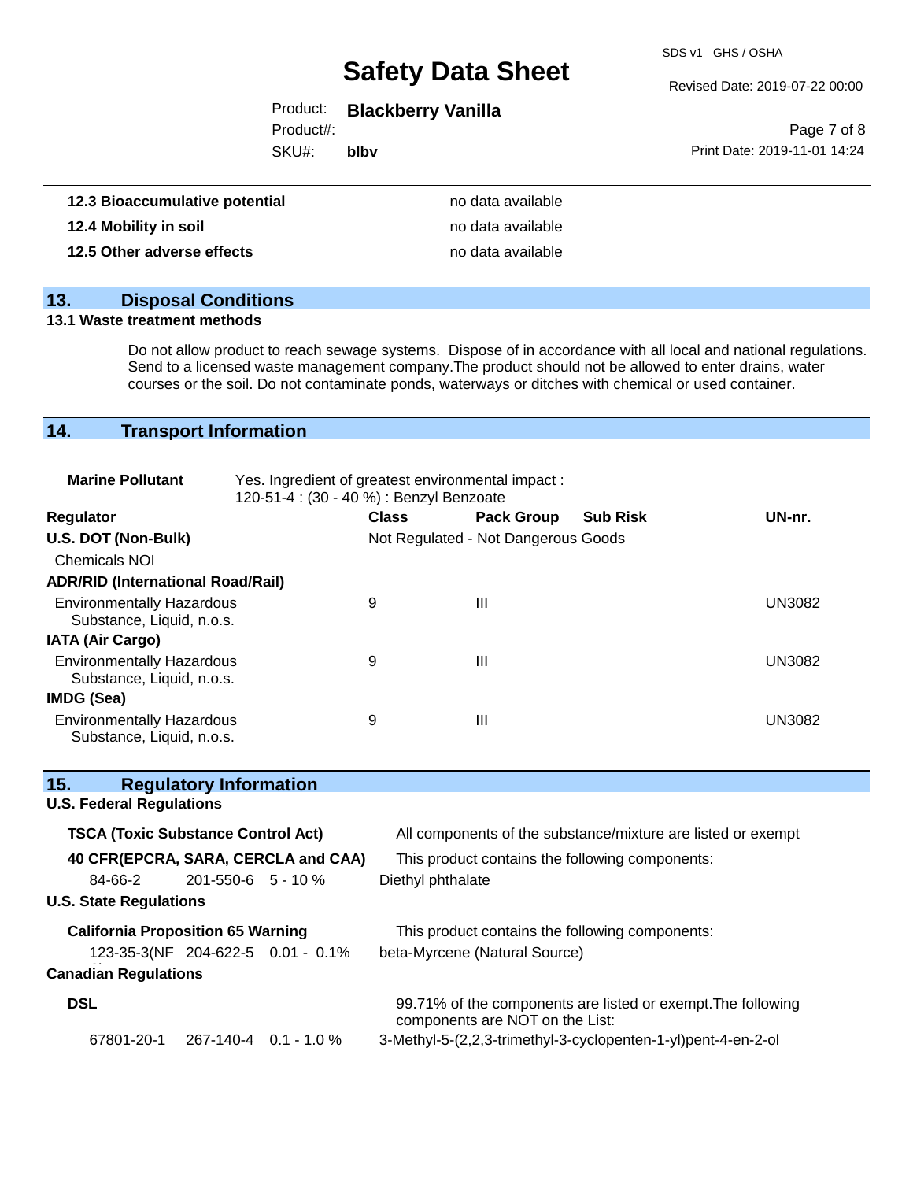| | |
|---|---|
| **12.3 Bioaccumulative potential** | no data available |
| **12.4 Mobility in soil** | no data available |
| **12.5 Other adverse effects** | no data available |

## 13. Disposal Conditions

### 13.1 Waste treatment methods

Do not allow product to reach sewage systems. Dispose of in accordance with all local and national regulations. Send to a licensed waste management company.The product should not be allowed to enter drains, water courses or the soil. Do not contaminate ponds, waterways or ditches with chemical or used container.

## 14. Transport Information

**Marine Pollutant** Yes. Ingredient of greatest environmental impact : 120-51-4 : (30 - 40 %) : Benzyl Benzoate

| Regulator | Class | Pack Group | Sub Risk | UN-nr. |
|---|---|---|---|---|
| **U.S. DOT (Non-Bulk)** | Not Regulated - Not Dangerous Goods | | | |
| Chemicals NOI | | | | |
| **ADR/RID (International Road/Rail)** | | | | |
| Environmentally Hazardous Substance, Liquid, n.o.s. | 9 | III | | UN3082 |
| **IATA (Air Cargo)** | | | | |
| Environmentally Hazardous Substance, Liquid, n.o.s. | 9 | III | | UN3082 |
| **IMDG (Sea)** | | | | |
| Environmentally Hazardous Substance, Liquid, n.o.s. | 9 | III | | UN3082 |

## 15. Regulatory Information

**U.S. Federal Regulations**

**TSCA (Toxic Substance Control Act)** All components of the substance/mixture are listed or exempt

**40 CFR(EPCRA, SARA, CERCLA and CAA)** This product contains the following components:

| | | | |
|---|---|---|---|
| 84-66-2 | 201-550-6 | 5 - 10 % | Diethyl phthalate |

**U.S. State Regulations**

**California Proposition 65 Warning** This product contains the following components:

| | | | |
|---|---|---|---|
| 123-35-3(NF | 204-622-5 | 0.01 - 0.1% | beta-Myrcene (Natural Source) |

**Canadian Regulations**

**DSL** 99.71% of the components are listed or exempt.The following components are NOT on the List:

| | | | |
|---|---|---|---|
| 67801-20-1 | 267-140-4 | 0.1 - 1.0 % | 3-Methyl-5-(2,2,3-trimethyl-3-cyclopenten-1-yl)pent-4-en-2-ol |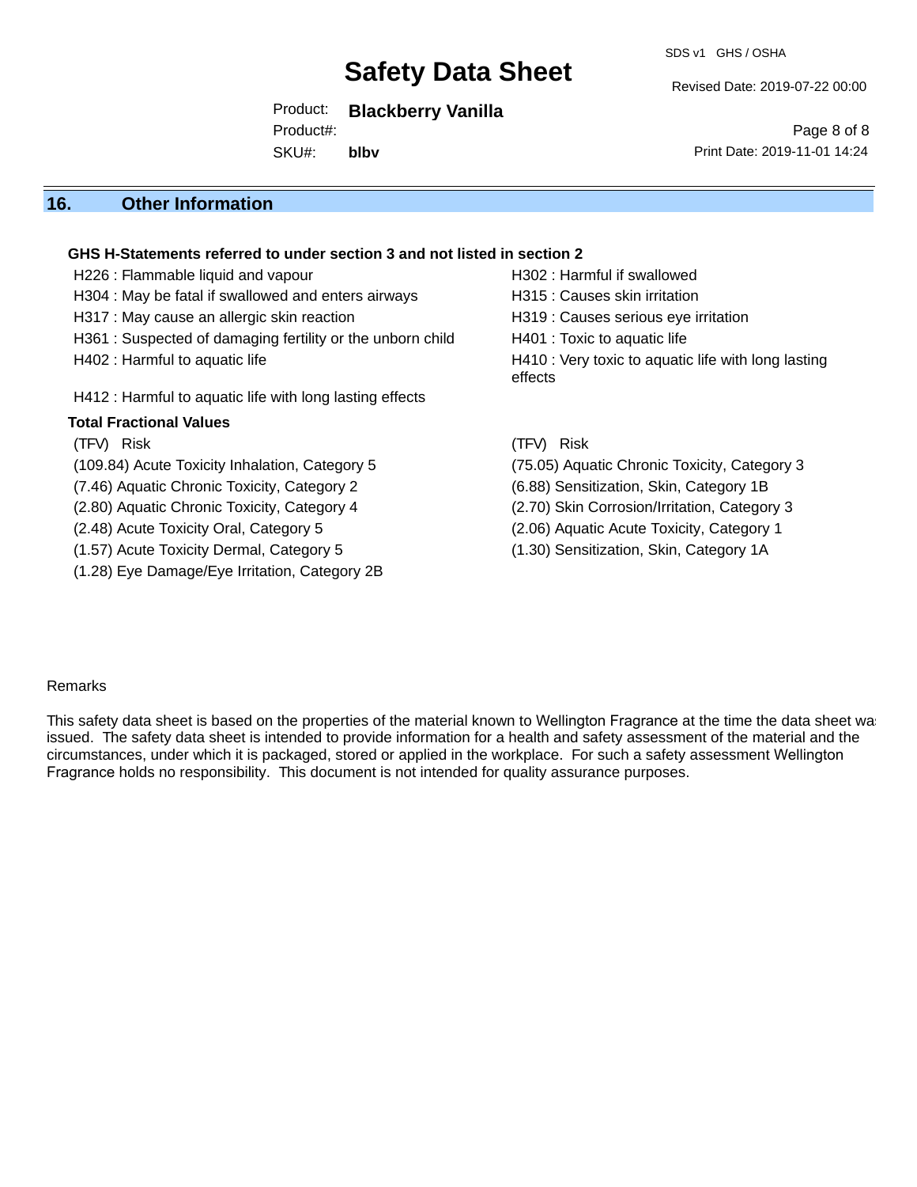## 16. Other Information

**GHS H-Statements referred to under section 3 and not listed in section 2**

H226 : Flammable liquid and vapour
H302 : Harmful if swallowed
H304 : May be fatal if swallowed and enters airways
H315 : Causes skin irritation
H317 : May cause an allergic skin reaction
H319 : Causes serious eye irritation
H361 : Suspected of damaging fertility or the unborn child
H401 : Toxic to aquatic life
H402 : Harmful to aquatic life
H410 : Very toxic to aquatic life with long lasting effects
H412 : Harmful to aquatic life with long lasting effects

**Total Fractional Values**

| (TFV) Risk | (TFV) Risk |
|---|---|
| (109.84) Acute Toxicity Inhalation, Category 5 | (75.05) Aquatic Chronic Toxicity, Category 3 |
| (7.46) Aquatic Chronic Toxicity, Category 2 | (6.88) Sensitization, Skin, Category 1B |
| (2.80) Aquatic Chronic Toxicity, Category 4 | (2.70) Skin Corrosion/Irritation, Category 3 |
| (2.48) Acute Toxicity Oral, Category 5 | (2.06) Aquatic Acute Toxicity, Category 1 |
| (1.57) Acute Toxicity Dermal, Category 5 | (1.30) Sensitization, Skin, Category 1A |
| (1.28) Eye Damage/Eye Irritation, Category 2B | |

Remarks

This safety data sheet is based on the properties of the material known to Wellington Fragrance at the time the data sheet was issued. The safety data sheet is intended to provide information for a health and safety assessment of the material and the circumstances, under which it is packaged, stored or applied in the workplace. For such a safety assessment Wellington Fragrance holds no responsibility. This document is not intended for quality assurance purposes.